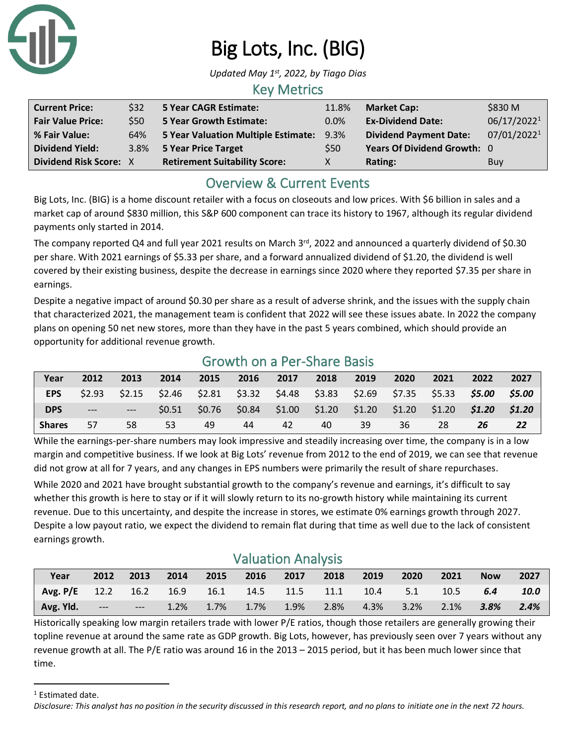# Big Lots, Inc. (BIG)

*Updated May 1st, 2022, by Tiago Dias*

## Key Metrics

| | | | | | |
|---|---|---|---|---|---|
| **Current Price:** | $32 | **5 Year CAGR Estimate:** | 11.8% | **Market Cap:** | $830 M |
| **Fair Value Price:** | $50 | **5 Year Growth Estimate:** | 0.0% | **Ex-Dividend Date:** | 06/17/2022[1] |
| **% Fair Value:** | 64% | **5 Year Valuation Multiple Estimate:** | 9.3% | **Dividend Payment Date:** | 07/01/2022[1] |
| **Dividend Yield:** | 3.8% | **5 Year Price Target** | $50 | **Years Of Dividend Growth:** | 0 |
| **Dividend Risk Score:** | X | **Retirement Suitability Score:** | X | **Rating:** | Buy |

## Overview & Current Events

Big Lots, Inc. (BIG) is a home discount retailer with a focus on closeouts and low prices. With $6 billion in sales and a market cap of around $830 million, this S&P 600 component can trace its history to 1967, although its regular dividend payments only started in 2014.

The company reported Q4 and full year 2021 results on March 3rd, 2022 and announced a quarterly dividend of $0.30 per share. With 2021 earnings of $5.33 per share, and a forward annualized dividend of $1.20, the dividend is well covered by their existing business, despite the decrease in earnings since 2020 where they reported $7.35 per share in earnings.

Despite a negative impact of around $0.30 per share as a result of adverse shrink, and the issues with the supply chain that characterized 2021, the management team is confident that 2022 will see these issues abate. In 2022 the company plans on opening 50 net new stores, more than they have in the past 5 years combined, which should provide an opportunity for additional revenue growth.

## Growth on a Per-Share Basis

| Year | 2012 | 2013 | 2014 | 2015 | 2016 | 2017 | 2018 | 2019 | 2020 | 2021 | 2022 | 2027 |
|---|---|---|---|---|---|---|---|---|---|---|---|---|
| **EPS** | $2.93 | $2.15 | $2.46 | $2.81 | $3.32 | $4.48 | $3.83 | $2.69 | $7.35 | $5.33 | ***$5.00*** | ***$5.00*** |
| **DPS** | --- | --- | $0.51 | $0.76 | $0.84 | $1.00 | $1.20 | $1.20 | $1.20 | $1.20 | ***$1.20*** | ***$1.20*** |
| **Shares** | 57 | 58 | 53 | 49 | 44 | 42 | 40 | 39 | 36 | 28 | ***26*** | ***22*** |

While the earnings-per-share numbers may look impressive and steadily increasing over time, the company is in a low margin and competitive business. If we look at Big Lots' revenue from 2012 to the end of 2019, we can see that revenue did not grow at all for 7 years, and any changes in EPS numbers were primarily the result of share repurchases.

While 2020 and 2021 have brought substantial growth to the company's revenue and earnings, it's difficult to say whether this growth is here to stay or if it will slowly return to its no-growth history while maintaining its current revenue. Due to this uncertainty, and despite the increase in stores, we estimate 0% earnings growth through 2027. Despite a low payout ratio, we expect the dividend to remain flat during that time as well due to the lack of consistent earnings growth.

## Valuation Analysis

| Year | 2012 | 2013 | 2014 | 2015 | 2016 | 2017 | 2018 | 2019 | 2020 | 2021 | Now | 2027 |
|---|---|---|---|---|---|---|---|---|---|---|---|---|
| **Avg. P/E** | 12.2 | 16.2 | 16.9 | 16.1 | 14.5 | 11.5 | 11.1 | 10.4 | 5.1 | 10.5 | ***6.4*** | ***10.0*** |
| **Avg. Yld.** | --- | --- | 1.2% | 1.7% | 1.7% | 1.9% | 2.8% | 4.3% | 3.2% | 2.1% | ***3.8%*** | ***2.4%*** |

Historically speaking low margin retailers trade with lower P/E ratios, though those retailers are generally growing their topline revenue at around the same rate as GDP growth. Big Lots, however, has previously seen over 7 years without any revenue growth at all. The P/E ratio was around 16 in the 2013 – 2015 period, but it has been much lower since that time.

[1] Estimated date.

*Disclosure: This analyst has no position in the security discussed in this research report, and no plans to initiate one in the next 72 hours.*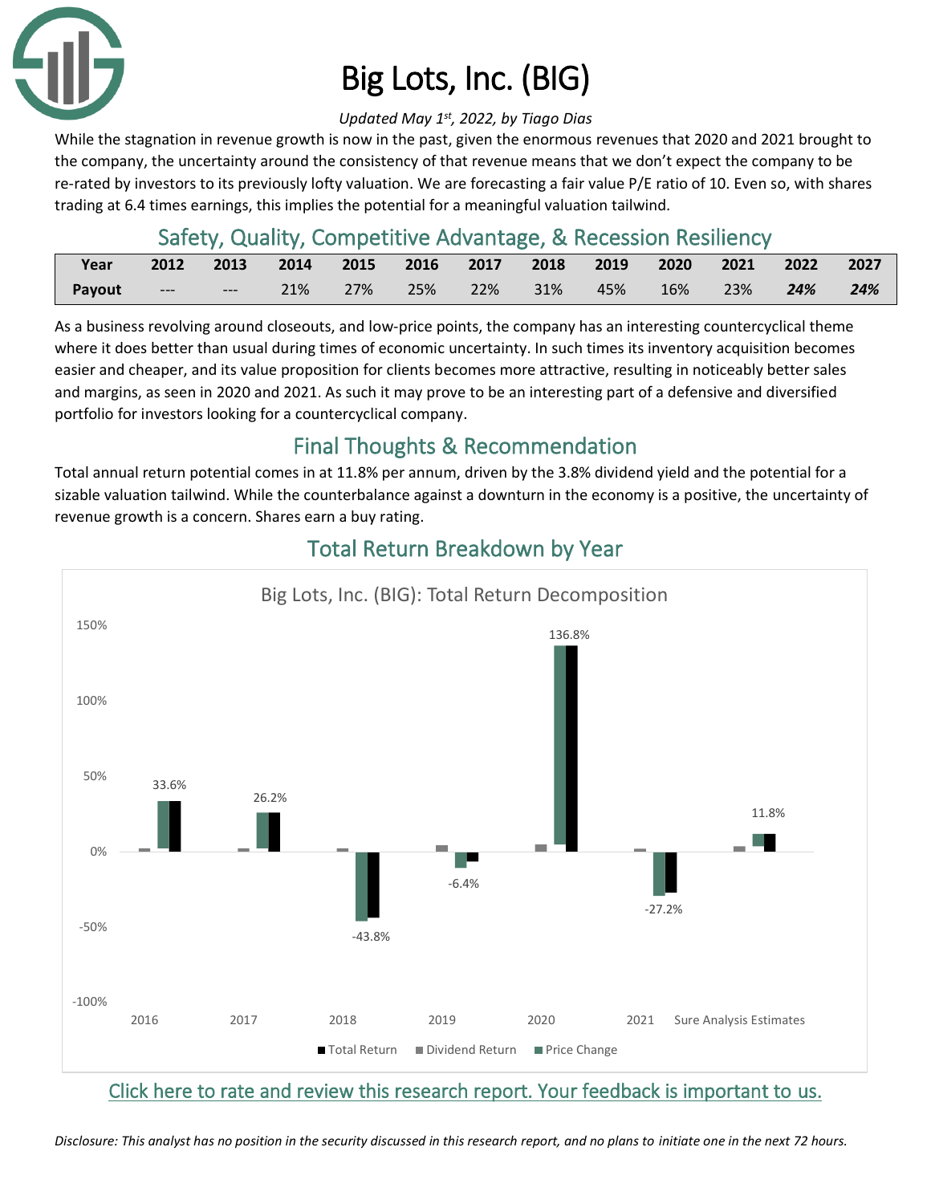# Big Lots, Inc. (BIG)

*Updated May 1st, 2022, by Tiago Dias*

While the stagnation in revenue growth is now in the past, given the enormous revenues that 2020 and 2021 brought to the company, the uncertainty around the consistency of that revenue means that we don't expect the company to be re-rated by investors to its previously lofty valuation. We are forecasting a fair value P/E ratio of 10. Even so, with shares trading at 6.4 times earnings, this implies the potential for a meaningful valuation tailwind.

## Safety, Quality, Competitive Advantage, & Recession Resiliency

| Year | 2012 | 2013 | 2014 | 2015 | 2016 | 2017 | 2018 | 2019 | 2020 | 2021 | 2022 | 2027 |
|---|---|---|---|---|---|---|---|---|---|---|---|---|
| Payout | --- | --- | 21% | 27% | 25% | 22% | 31% | 45% | 16% | 23% | ***24%*** | ***24%*** |

As a business revolving around closeouts, and low-price points, the company has an interesting countercyclical theme where it does better than usual during times of economic uncertainty. In such times its inventory acquisition becomes easier and cheaper, and its value proposition for clients becomes more attractive, resulting in noticeably better sales and margins, as seen in 2020 and 2021. As such it may prove to be an interesting part of a defensive and diversified portfolio for investors looking for a countercyclical company.

## Final Thoughts & Recommendation

Total annual return potential comes in at 11.8% per annum, driven by the 3.8% dividend yield and the potential for a sizable valuation tailwind. While the counterbalance against a downturn in the economy is a positive, the uncertainty of revenue growth is a concern. Shares earn a buy rating.

## Total Return Breakdown by Year

Big Lots, Inc. (BIG): Total Return Decomposition

| | 2016 | 2017 | 2018 | 2019 | 2020 | 2021 | Sure Analysis Estimates |
|---|---|---|---|---|---|---|---|
| Total Return | 33.6% | 26.2% | -43.8% | -6.4% | 136.8% | -27.2% | 11.8% |

Click here to rate and review this research report. Your feedback is important to us.

*Disclosure: This analyst has no position in the security discussed in this research report, and no plans to initiate one in the next 72 hours.*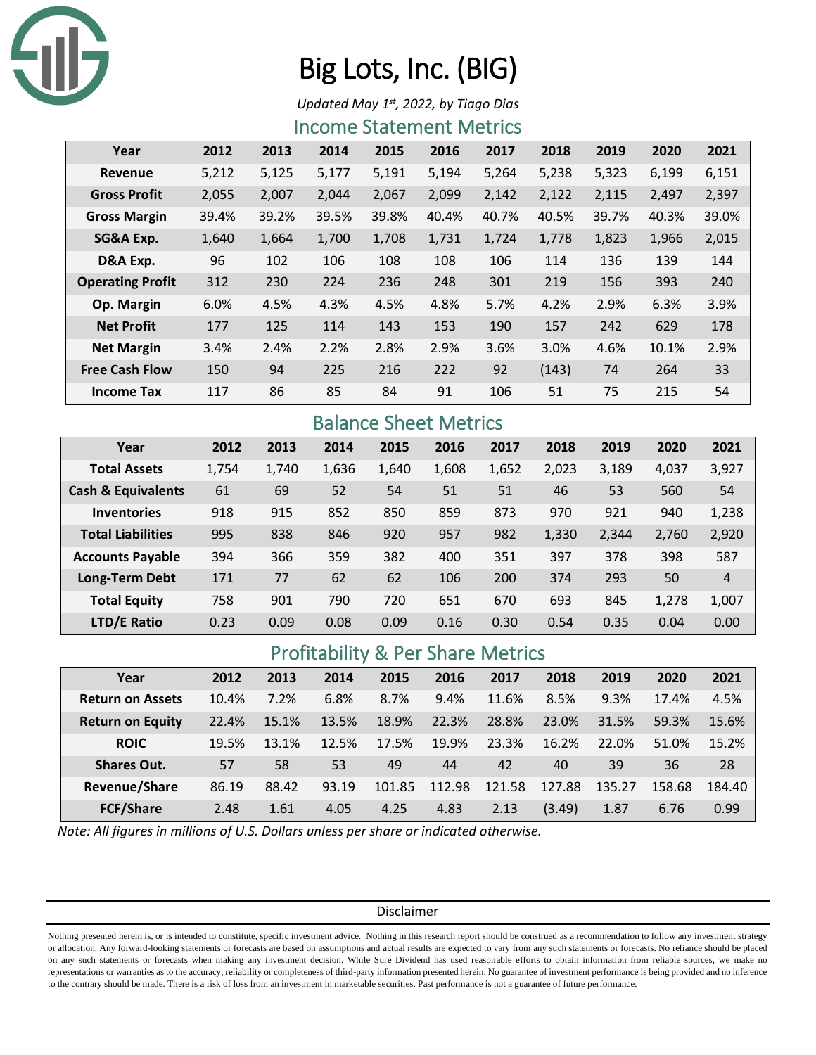# Big Lots, Inc. (BIG)

*Updated May 1st, 2022, by Tiago Dias*

## Income Statement Metrics

| Year | 2012 | 2013 | 2014 | 2015 | 2016 | 2017 | 2018 | 2019 | 2020 | 2021 |
|---|---|---|---|---|---|---|---|---|---|---|
| **Revenue** | 5,212 | 5,125 | 5,177 | 5,191 | 5,194 | 5,264 | 5,238 | 5,323 | 6,199 | 6,151 |
| **Gross Profit** | 2,055 | 2,007 | 2,044 | 2,067 | 2,099 | 2,142 | 2,122 | 2,115 | 2,497 | 2,397 |
| **Gross Margin** | 39.4% | 39.2% | 39.5% | 39.8% | 40.4% | 40.7% | 40.5% | 39.7% | 40.3% | 39.0% |
| **SG&A Exp.** | 1,640 | 1,664 | 1,700 | 1,708 | 1,731 | 1,724 | 1,778 | 1,823 | 1,966 | 2,015 |
| **D&A Exp.** | 96 | 102 | 106 | 108 | 108 | 106 | 114 | 136 | 139 | 144 |
| **Operating Profit** | 312 | 230 | 224 | 236 | 248 | 301 | 219 | 156 | 393 | 240 |
| **Op. Margin** | 6.0% | 4.5% | 4.3% | 4.5% | 4.8% | 5.7% | 4.2% | 2.9% | 6.3% | 3.9% |
| **Net Profit** | 177 | 125 | 114 | 143 | 153 | 190 | 157 | 242 | 629 | 178 |
| **Net Margin** | 3.4% | 2.4% | 2.2% | 2.8% | 2.9% | 3.6% | 3.0% | 4.6% | 10.1% | 2.9% |
| **Free Cash Flow** | 150 | 94 | 225 | 216 | 222 | 92 | (143) | 74 | 264 | 33 |
| **Income Tax** | 117 | 86 | 85 | 84 | 91 | 106 | 51 | 75 | 215 | 54 |

## Balance Sheet Metrics

| Year | 2012 | 2013 | 2014 | 2015 | 2016 | 2017 | 2018 | 2019 | 2020 | 2021 |
|---|---|---|---|---|---|---|---|---|---|---|
| **Total Assets** | 1,754 | 1,740 | 1,636 | 1,640 | 1,608 | 1,652 | 2,023 | 3,189 | 4,037 | 3,927 |
| **Cash & Equivalents** | 61 | 69 | 52 | 54 | 51 | 51 | 46 | 53 | 560 | 54 |
| **Inventories** | 918 | 915 | 852 | 850 | 859 | 873 | 970 | 921 | 940 | 1,238 |
| **Total Liabilities** | 995 | 838 | 846 | 920 | 957 | 982 | 1,330 | 2,344 | 2,760 | 2,920 |
| **Accounts Payable** | 394 | 366 | 359 | 382 | 400 | 351 | 397 | 378 | 398 | 587 |
| **Long-Term Debt** | 171 | 77 | 62 | 62 | 106 | 200 | 374 | 293 | 50 | 4 |
| **Total Equity** | 758 | 901 | 790 | 720 | 651 | 670 | 693 | 845 | 1,278 | 1,007 |
| **LTD/E Ratio** | 0.23 | 0.09 | 0.08 | 0.09 | 0.16 | 0.30 | 0.54 | 0.35 | 0.04 | 0.00 |

## Profitability & Per Share Metrics

| Year | 2012 | 2013 | 2014 | 2015 | 2016 | 2017 | 2018 | 2019 | 2020 | 2021 |
|---|---|---|---|---|---|---|---|---|---|---|
| **Return on Assets** | 10.4% | 7.2% | 6.8% | 8.7% | 9.4% | 11.6% | 8.5% | 9.3% | 17.4% | 4.5% |
| **Return on Equity** | 22.4% | 15.1% | 13.5% | 18.9% | 22.3% | 28.8% | 23.0% | 31.5% | 59.3% | 15.6% |
| **ROIC** | 19.5% | 13.1% | 12.5% | 17.5% | 19.9% | 23.3% | 16.2% | 22.0% | 51.0% | 15.2% |
| **Shares Out.** | 57 | 58 | 53 | 49 | 44 | 42 | 40 | 39 | 36 | 28 |
| **Revenue/Share** | 86.19 | 88.42 | 93.19 | 101.85 | 112.98 | 121.58 | 127.88 | 135.27 | 158.68 | 184.40 |
| **FCF/Share** | 2.48 | 1.61 | 4.05 | 4.25 | 4.83 | 2.13 | (3.49) | 1.87 | 6.76 | 0.99 |

*Note: All figures in millions of U.S. Dollars unless per share or indicated otherwise.*

## Disclaimer

Nothing presented herein is, or is intended to constitute, specific investment advice. Nothing in this research report should be construed as a recommendation to follow any investment strategy or allocation. Any forward-looking statements or forecasts are based on assumptions and actual results are expected to vary from any such statements or forecasts. No reliance should be placed on any such statements or forecasts when making any investment decision. While Sure Dividend has used reasonable efforts to obtain information from reliable sources, we make no representations or warranties as to the accuracy, reliability or completeness of third-party information presented herein. No guarantee of investment performance is being provided and no inference to the contrary should be made. There is a risk of loss from an investment in marketable securities. Past performance is not a guarantee of future performance.